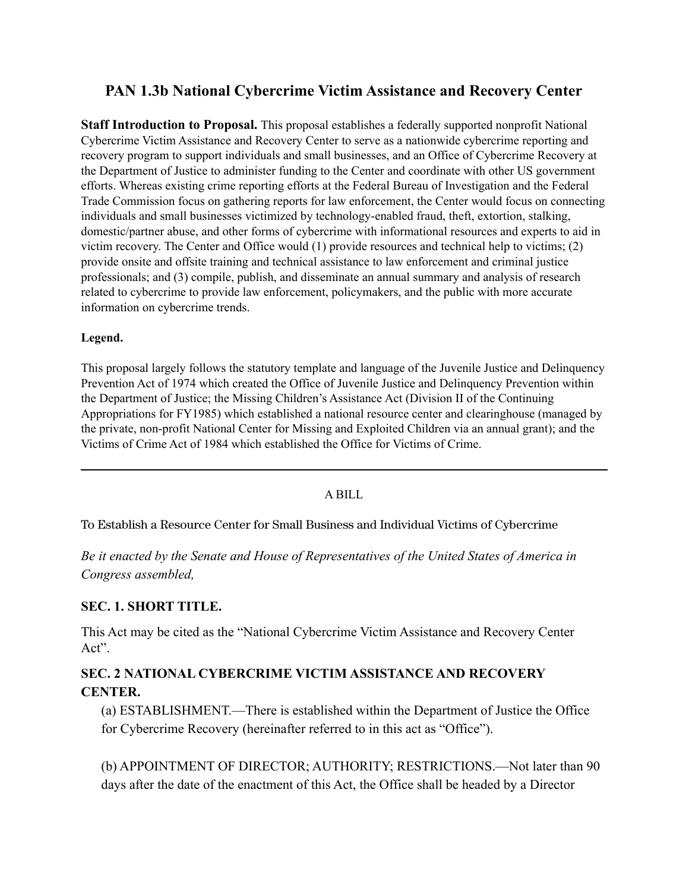# PAN 1.3b National Cybercrime Victim Assistance and Recovery Center

**Staff Introduction to Proposal.** This proposal establishes a federally supported nonprofit National Cybercrime Victim Assistance and Recovery Center to serve as a nationwide cybercrime reporting and recovery program to support individuals and small businesses, and an Office of Cybercrime Recovery at the Department of Justice to administer funding to the Center and coordinate with other US government efforts. Whereas existing crime reporting efforts at the Federal Bureau of Investigation and the Federal Trade Commission focus on gathering reports for law enforcement, the Center would focus on connecting individuals and small businesses victimized by technology-enabled fraud, theft, extortion, stalking, domestic/partner abuse, and other forms of cybercrime with informational resources and experts to aid in victim recovery. The Center and Office would (1) provide resources and technical help to victims; (2) provide onsite and offsite training and technical assistance to law enforcement and criminal justice professionals; and (3) compile, publish, and disseminate an annual summary and analysis of research related to cybercrime to provide law enforcement, policymakers, and the public with more accurate information on cybercrime trends.

**Legend.**

This proposal largely follows the statutory template and language of the Juvenile Justice and Delinquency Prevention Act of 1974 which created the Office of Juvenile Justice and Delinquency Prevention within the Department of Justice; the Missing Children's Assistance Act (Division II of the Continuing Appropriations for FY1985) which established a national resource center and clearinghouse (managed by the private, non-profit National Center for Missing and Exploited Children via an annual grant); and the Victims of Crime Act of 1984 which established the Office for Victims of Crime.

---

A BILL

To Establish a Resource Center for Small Business and Individual Victims of Cybercrime

*Be it enacted by the Senate and House of Representatives of the United States of America in Congress assembled,*

**SEC. 1. SHORT TITLE.**

This Act may be cited as the "National Cybercrime Victim Assistance and Recovery Center Act".

**SEC. 2 NATIONAL CYBERCRIME VICTIM ASSISTANCE AND RECOVERY CENTER.**

(a) ESTABLISHMENT.—There is established within the Department of Justice the Office for Cybercrime Recovery (hereinafter referred to in this act as "Office").

(b) APPOINTMENT OF DIRECTOR; AUTHORITY; RESTRICTIONS.—Not later than 90 days after the date of the enactment of this Act, the Office shall be headed by a Director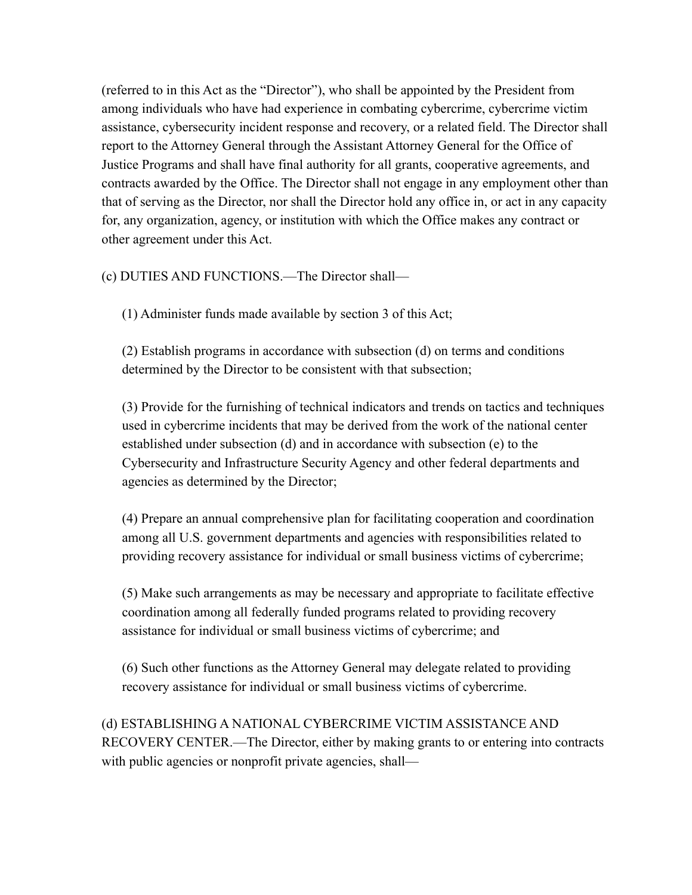(referred to in this Act as the "Director"), who shall be appointed by the President from among individuals who have had experience in combating cybercrime, cybercrime victim assistance, cybersecurity incident response and recovery, or a related field. The Director shall report to the Attorney General through the Assistant Attorney General for the Office of Justice Programs and shall have final authority for all grants, cooperative agreements, and contracts awarded by the Office. The Director shall not engage in any employment other than that of serving as the Director, nor shall the Director hold any office in, or act in any capacity for, any organization, agency, or institution with which the Office makes any contract or other agreement under this Act.

(c) DUTIES AND FUNCTIONS.—The Director shall—

(1) Administer funds made available by section 3 of this Act;

(2) Establish programs in accordance with subsection (d) on terms and conditions determined by the Director to be consistent with that subsection;

(3) Provide for the furnishing of technical indicators and trends on tactics and techniques used in cybercrime incidents that may be derived from the work of the national center established under subsection (d) and in accordance with subsection (e) to the Cybersecurity and Infrastructure Security Agency and other federal departments and agencies as determined by the Director;

(4) Prepare an annual comprehensive plan for facilitating cooperation and coordination among all U.S. government departments and agencies with responsibilities related to providing recovery assistance for individual or small business victims of cybercrime;

(5) Make such arrangements as may be necessary and appropriate to facilitate effective coordination among all federally funded programs related to providing recovery assistance for individual or small business victims of cybercrime; and

(6) Such other functions as the Attorney General may delegate related to providing recovery assistance for individual or small business victims of cybercrime.

(d) ESTABLISHING A NATIONAL CYBERCRIME VICTIM ASSISTANCE AND RECOVERY CENTER.—The Director, either by making grants to or entering into contracts with public agencies or nonprofit private agencies, shall—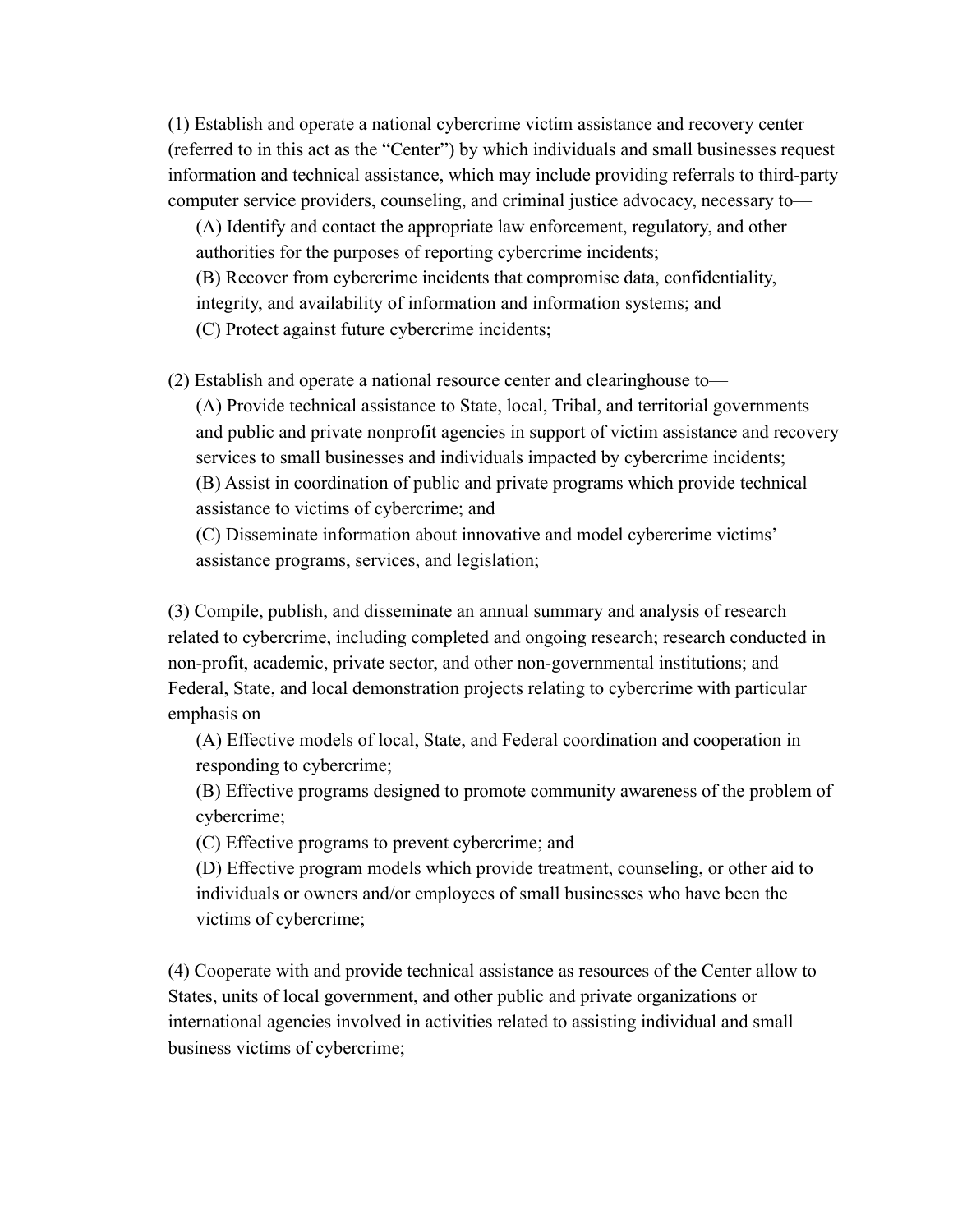(1) Establish and operate a national cybercrime victim assistance and recovery center (referred to in this act as the "Center") by which individuals and small businesses request information and technical assistance, which may include providing referrals to third-party computer service providers, counseling, and criminal justice advocacy, necessary to—

(A) Identify and contact the appropriate law enforcement, regulatory, and other authorities for the purposes of reporting cybercrime incidents;

(B) Recover from cybercrime incidents that compromise data, confidentiality, integrity, and availability of information and information systems; and

(C) Protect against future cybercrime incidents;

(2) Establish and operate a national resource center and clearinghouse to—

(A) Provide technical assistance to State, local, Tribal, and territorial governments and public and private nonprofit agencies in support of victim assistance and recovery services to small businesses and individuals impacted by cybercrime incidents;

(B) Assist in coordination of public and private programs which provide technical assistance to victims of cybercrime; and

(C) Disseminate information about innovative and model cybercrime victims' assistance programs, services, and legislation;

(3) Compile, publish, and disseminate an annual summary and analysis of research related to cybercrime, including completed and ongoing research; research conducted in non-profit, academic, private sector, and other non-governmental institutions; and Federal, State, and local demonstration projects relating to cybercrime with particular emphasis on—

(A) Effective models of local, State, and Federal coordination and cooperation in responding to cybercrime;

(B) Effective programs designed to promote community awareness of the problem of cybercrime;

(C) Effective programs to prevent cybercrime; and

(D) Effective program models which provide treatment, counseling, or other aid to individuals or owners and/or employees of small businesses who have been the victims of cybercrime;

(4) Cooperate with and provide technical assistance as resources of the Center allow to States, units of local government, and other public and private organizations or international agencies involved in activities related to assisting individual and small business victims of cybercrime;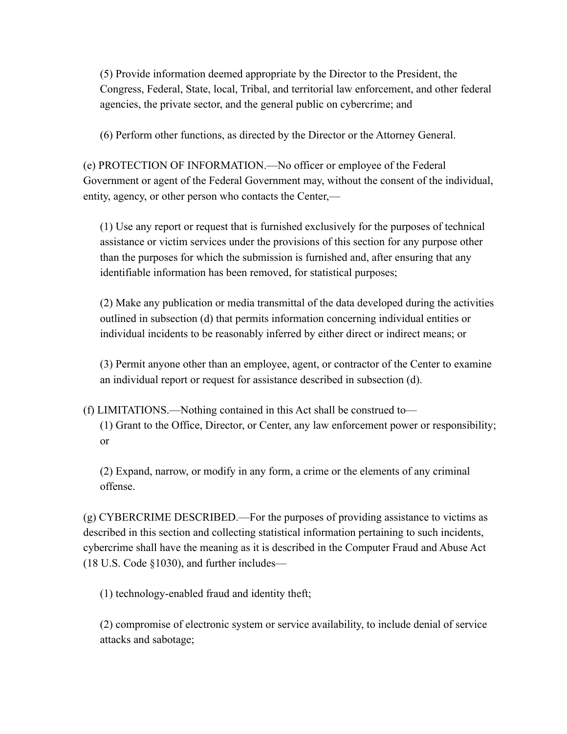(5) Provide information deemed appropriate by the Director to the President, the Congress, Federal, State, local, Tribal, and territorial law enforcement, and other federal agencies, the private sector, and the general public on cybercrime; and

(6) Perform other functions, as directed by the Director or the Attorney General.

(e) PROTECTION OF INFORMATION.—No officer or employee of the Federal Government or agent of the Federal Government may, without the consent of the individual, entity, agency, or other person who contacts the Center,—

(1) Use any report or request that is furnished exclusively for the purposes of technical assistance or victim services under the provisions of this section for any purpose other than the purposes for which the submission is furnished and, after ensuring that any identifiable information has been removed, for statistical purposes;

(2) Make any publication or media transmittal of the data developed during the activities outlined in subsection (d) that permits information concerning individual entities or individual incidents to be reasonably inferred by either direct or indirect means; or

(3) Permit anyone other than an employee, agent, or contractor of the Center to examine an individual report or request for assistance described in subsection (d).

(f) LIMITATIONS.—Nothing contained in this Act shall be construed to—

(1) Grant to the Office, Director, or Center, any law enforcement power or responsibility; or

(2) Expand, narrow, or modify in any form, a crime or the elements of any criminal offense.

(g) CYBERCRIME DESCRIBED.—For the purposes of providing assistance to victims as described in this section and collecting statistical information pertaining to such incidents, cybercrime shall have the meaning as it is described in the Computer Fraud and Abuse Act (18 U.S. Code §1030), and further includes—

(1) technology-enabled fraud and identity theft;

(2) compromise of electronic system or service availability, to include denial of service attacks and sabotage;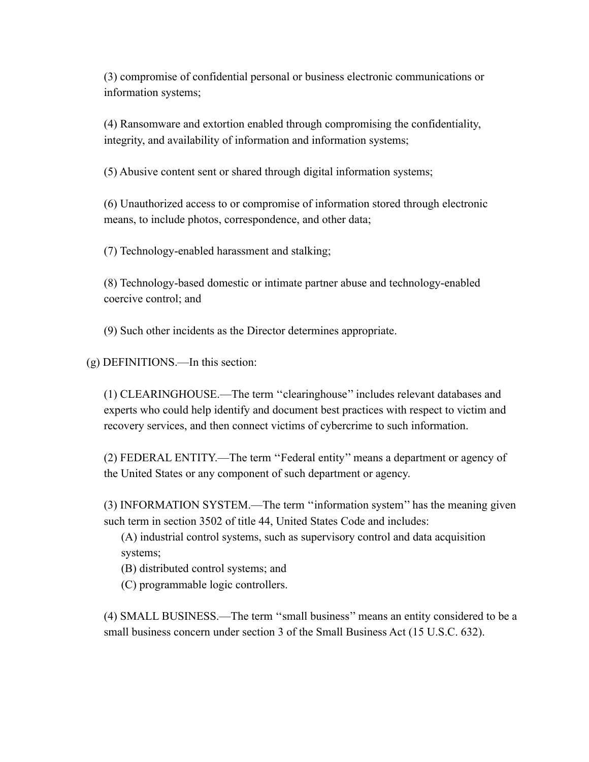(3) compromise of confidential personal or business electronic communications or information systems;

(4) Ransomware and extortion enabled through compromising the confidentiality, integrity, and availability of information and information systems;

(5) Abusive content sent or shared through digital information systems;

(6) Unauthorized access to or compromise of information stored through electronic means, to include photos, correspondence, and other data;

(7) Technology-enabled harassment and stalking;

(8) Technology-based domestic or intimate partner abuse and technology-enabled coercive control; and

(9) Such other incidents as the Director determines appropriate.

(g) DEFINITIONS.—In this section:

(1) CLEARINGHOUSE.—The term ''clearinghouse'' includes relevant databases and experts who could help identify and document best practices with respect to victim and recovery services, and then connect victims of cybercrime to such information.

(2) FEDERAL ENTITY.—The term ''Federal entity'' means a department or agency of the United States or any component of such department or agency.

(3) INFORMATION SYSTEM.—The term ''information system'' has the meaning given such term in section 3502 of title 44, United States Code and includes:

(A) industrial control systems, such as supervisory control and data acquisition systems;

(B) distributed control systems; and

(C) programmable logic controllers.

(4) SMALL BUSINESS.—The term ''small business'' means an entity considered to be a small business concern under section 3 of the Small Business Act (15 U.S.C. 632).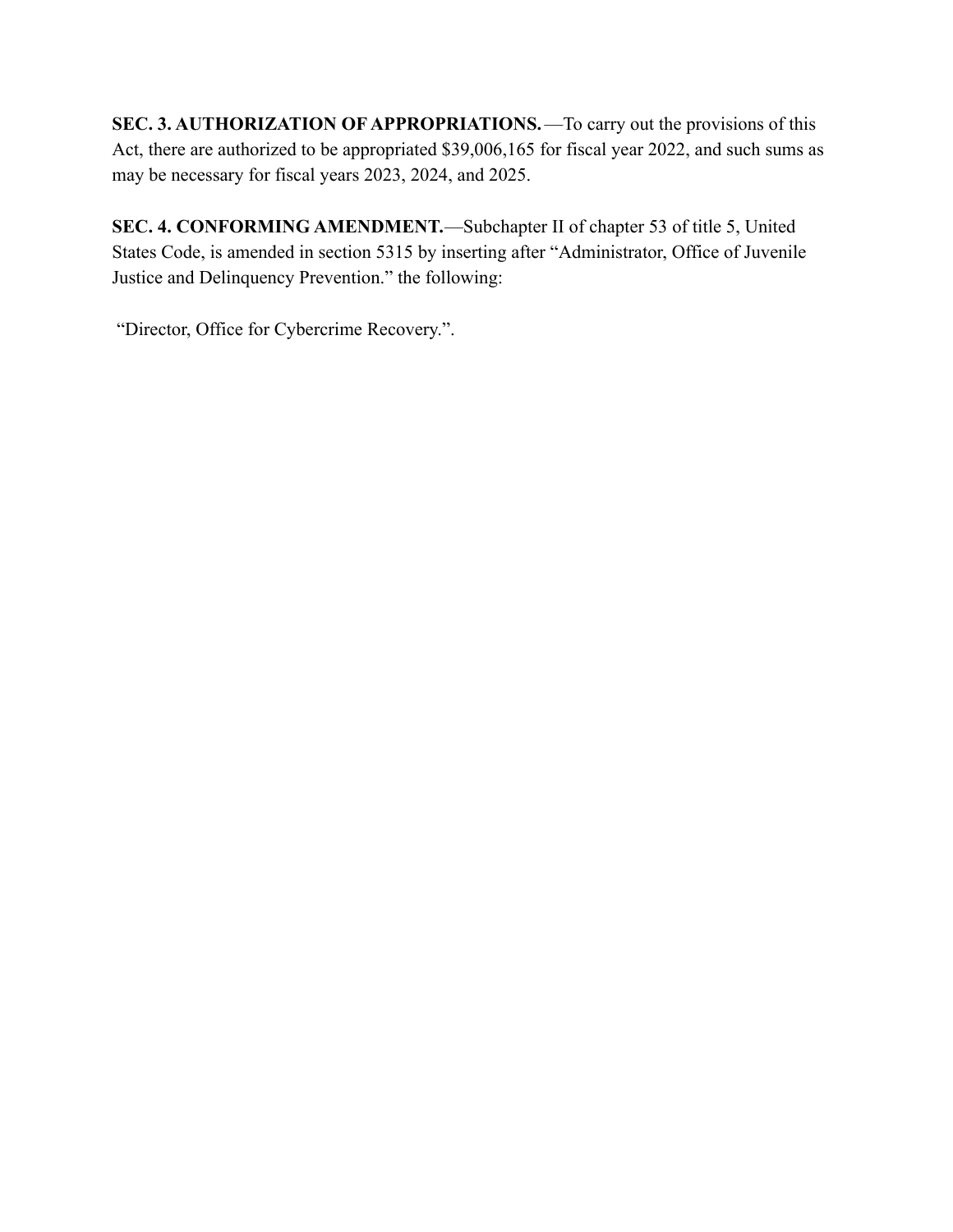**SEC. 3. AUTHORIZATION OF APPROPRIATIONS.** —To carry out the provisions of this Act, there are authorized to be appropriated $39,006,165 for fiscal year 2022, and such sums as may be necessary for fiscal years 2023, 2024, and 2025.

**SEC. 4. CONFORMING AMENDMENT.**—Subchapter II of chapter 53 of title 5, United States Code, is amended in section 5315 by inserting after "Administrator, Office of Juvenile Justice and Delinquency Prevention." the following:

"Director, Office for Cybercrime Recovery.".